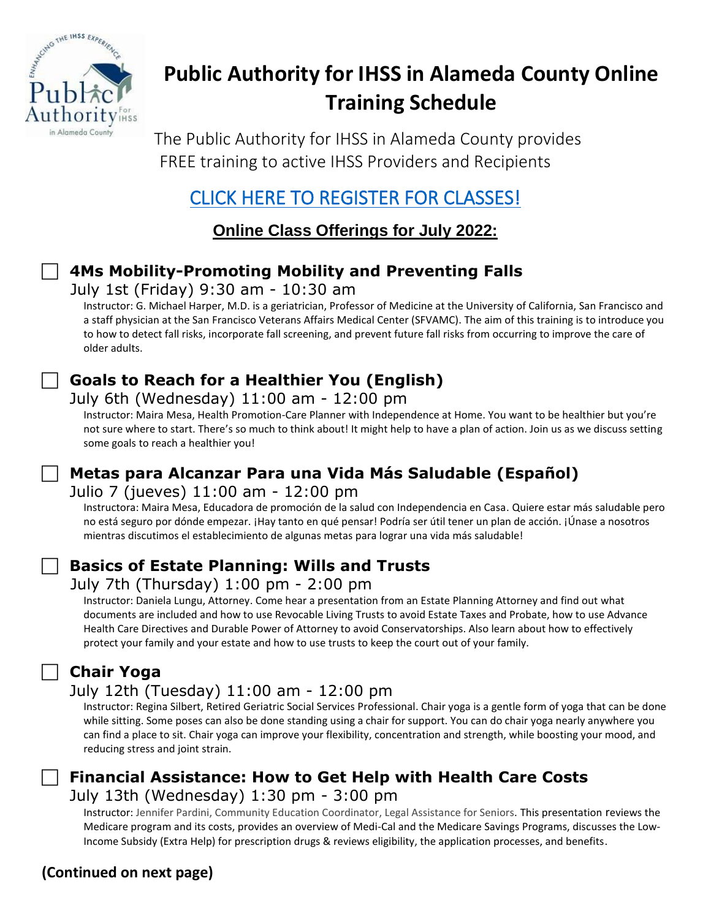# Public Authority for IHSS in Alameda County Online Training Schedule

The Public Authority for IHSS in Alameda County provides FREE training to active IHSS Providers and Recipients

## CLICK HERE TO REGISTER FOR CLASSES!

### Online Class Offerings for July 2022:

☐ **4Ms Mobility-Promoting Mobility and Preventing Falls**

July 1st (Friday) 9:30 am - 10:30 am

Instructor: G. Michael Harper, M.D. is a geriatrician, Professor of Medicine at the University of California, San Francisco and a staff physician at the San Francisco Veterans Affairs Medical Center (SFVAMC). The aim of this training is to introduce you to how to detect fall risks, incorporate fall screening, and prevent future fall risks from occurring to improve the care of older adults.

☐ **Goals to Reach for a Healthier You (English)**

July 6th (Wednesday) 11:00 am - 12:00 pm

Instructor: Maira Mesa, Health Promotion-Care Planner with Independence at Home. You want to be healthier but you're not sure where to start. There's so much to think about! It might help to have a plan of action. Join us as we discuss setting some goals to reach a healthier you!

☐ **Metas para Alcanzar Para una Vida Más Saludable (Español)**

Julio 7 (jueves) 11:00 am - 12:00 pm

Instructora: Maira Mesa, Educadora de promoción de la salud con Independencia en Casa. Quiere estar más saludable pero no está seguro por dónde empezar. ¡Hay tanto en qué pensar! Podría ser útil tener un plan de acción. ¡Únase a nosotros mientras discutimos el establecimiento de algunas metas para lograr una vida más saludable!

☐ **Basics of Estate Planning: Wills and Trusts**

July 7th (Thursday) 1:00 pm - 2:00 pm

Instructor: Daniela Lungu, Attorney. Come hear a presentation from an Estate Planning Attorney and find out what documents are included and how to use Revocable Living Trusts to avoid Estate Taxes and Probate, how to use Advance Health Care Directives and Durable Power of Attorney to avoid Conservatorships. Also learn about how to effectively protect your family and your estate and how to use trusts to keep the court out of your family.

☐ **Chair Yoga**

July 12th (Tuesday) 11:00 am - 12:00 pm

Instructor: Regina Silbert, Retired Geriatric Social Services Professional. Chair yoga is a gentle form of yoga that can be done while sitting. Some poses can also be done standing using a chair for support. You can do chair yoga nearly anywhere you can find a place to sit. Chair yoga can improve your flexibility, concentration and strength, while boosting your mood, and reducing stress and joint strain.

☐ **Financial Assistance: How to Get Help with Health Care Costs**

July 13th (Wednesday) 1:30 pm - 3:00 pm

Instructor: Jennifer Pardini, Community Education Coordinator, Legal Assistance for Seniors. This presentation reviews the Medicare program and its costs, provides an overview of Medi-Cal and the Medicare Savings Programs, discusses the Low-Income Subsidy (Extra Help) for prescription drugs & reviews eligibility, the application processes, and benefits.

**(Continued on next page)**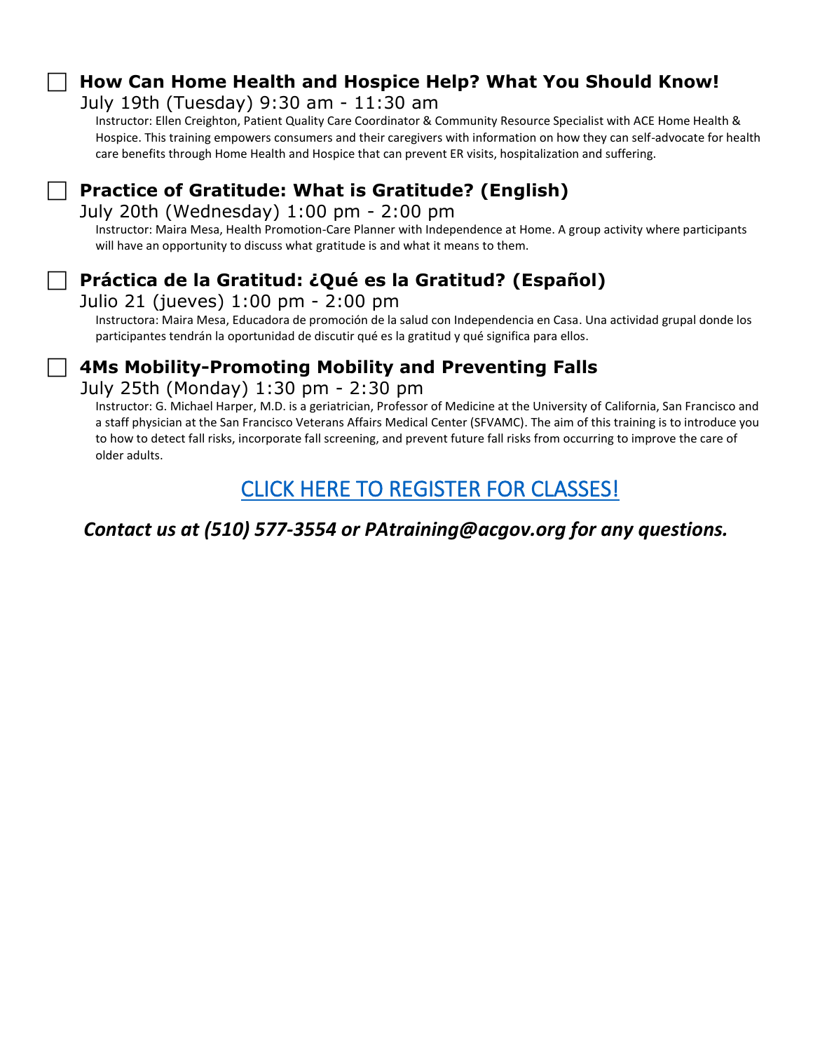☐ **How Can Home Health and Hospice Help? What You Should Know!**

July 19th (Tuesday) 9:30 am - 11:30 am

Instructor: Ellen Creighton, Patient Quality Care Coordinator & Community Resource Specialist with ACE Home Health & Hospice. This training empowers consumers and their caregivers with information on how they can self-advocate for health care benefits through Home Health and Hospice that can prevent ER visits, hospitalization and suffering.

☐ **Practice of Gratitude: What is Gratitude? (English)**

July 20th (Wednesday) 1:00 pm - 2:00 pm

Instructor: Maira Mesa, Health Promotion-Care Planner with Independence at Home. A group activity where participants will have an opportunity to discuss what gratitude is and what it means to them.

☐ **Práctica de la Gratitud: ¿Qué es la Gratitud? (Español)**

Julio 21 (jueves) 1:00 pm - 2:00 pm

Instructora: Maira Mesa, Educadora de promoción de la salud con Independencia en Casa. Una actividad grupal donde los participantes tendrán la oportunidad de discutir qué es la gratitud y qué significa para ellos.

☐ **4Ms Mobility-Promoting Mobility and Preventing Falls**

July 25th (Monday) 1:30 pm - 2:30 pm

Instructor: G. Michael Harper, M.D. is a geriatrician, Professor of Medicine at the University of California, San Francisco and a staff physician at the San Francisco Veterans Affairs Medical Center (SFVAMC). The aim of this training is to introduce you to how to detect fall risks, incorporate fall screening, and prevent future fall risks from occurring to improve the care of older adults.

CLICK HERE TO REGISTER FOR CLASSES!

***Contact us at (510) 577-3554 or PAtraining@acgov.org for any questions.***